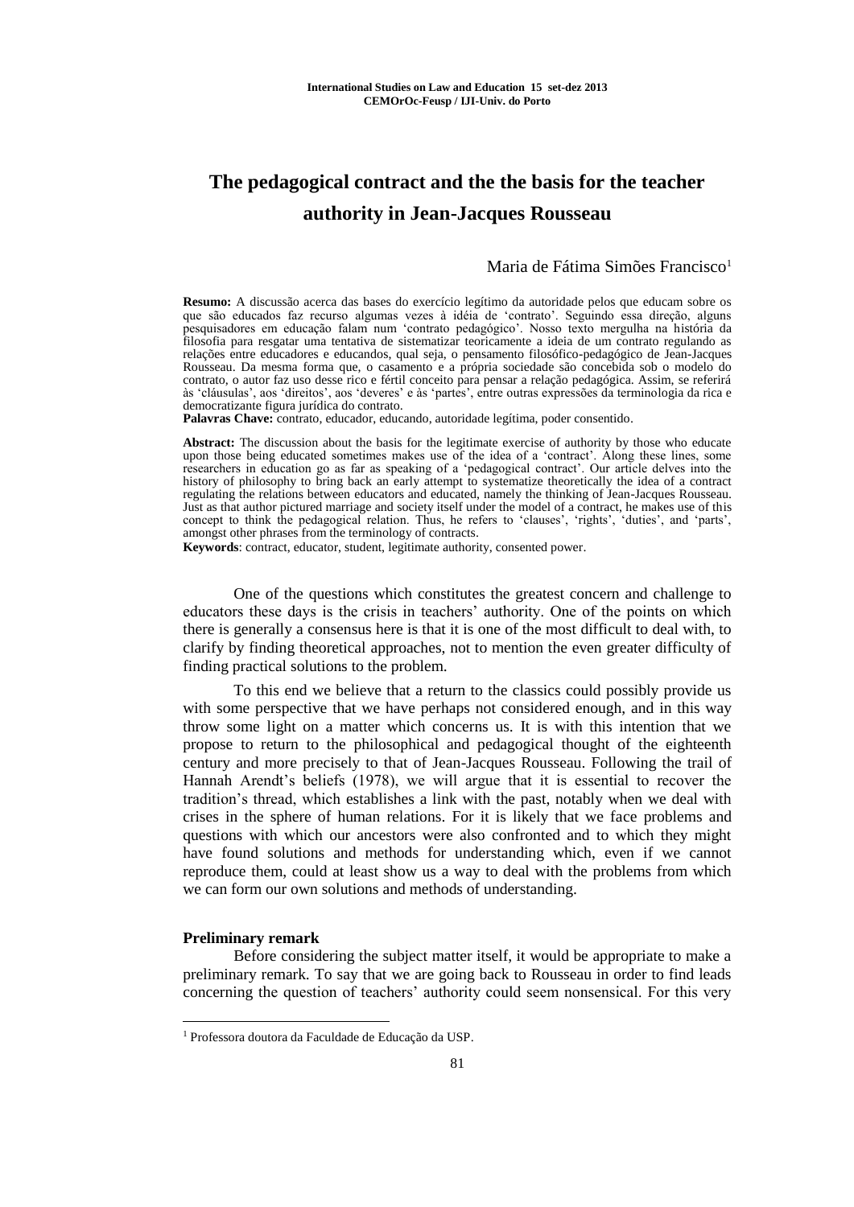# The pedagogical contract and the the basis for the teacher authority in Jean-Jacques Rousseau

Maria de Fátima Simões Francisco[1]

**Resumo:** A discussão acerca das bases do exercício legítimo da autoridade pelos que educam sobre os que são educados faz recurso algumas vezes à idéia de 'contrato'. Seguindo essa direção, alguns pesquisadores em educação falam num 'contrato pedagógico'. Nosso texto mergulha na história da filosofia para resgatar uma tentativa de sistematizar teoricamente a ideia de um contrato regulando as relações entre educadores e educandos, qual seja, o pensamento filosófico-pedagógico de Jean-Jacques Rousseau. Da mesma forma que, o casamento e a própria sociedade são concebida sob o modelo do contrato, o autor faz uso desse rico e fértil conceito para pensar a relação pedagógica. Assim, se referirá às 'cláusulas', aos 'direitos', aos 'deveres' e às 'partes', entre outras expressões da terminologia da rica e democratizante figura jurídica do contrato.

**Palavras Chave:** contrato, educador, educando, autoridade legítima, poder consentido.

**Abstract:** The discussion about the basis for the legitimate exercise of authority by those who educate upon those being educated sometimes makes use of the idea of a 'contract'. Along these lines, some researchers in education go as far as speaking of a 'pedagogical contract'. Our article delves into the history of philosophy to bring back an early attempt to systematize theoretically the idea of a contract regulating the relations between educators and educated, namely the thinking of Jean-Jacques Rousseau. Just as that author pictured marriage and society itself under the model of a contract, he makes use of this concept to think the pedagogical relation. Thus, he refers to 'clauses', 'rights', 'duties', and 'parts', amongst other phrases from the terminology of contracts.

**Keywords**: contract, educator, student, legitimate authority, consented power.

One of the questions which constitutes the greatest concern and challenge to educators these days is the crisis in teachers' authority. One of the points on which there is generally a consensus here is that it is one of the most difficult to deal with, to clarify by finding theoretical approaches, not to mention the even greater difficulty of finding practical solutions to the problem.

To this end we believe that a return to the classics could possibly provide us with some perspective that we have perhaps not considered enough, and in this way throw some light on a matter which concerns us. It is with this intention that we propose to return to the philosophical and pedagogical thought of the eighteenth century and more precisely to that of Jean-Jacques Rousseau. Following the trail of Hannah Arendt's beliefs (1978), we will argue that it is essential to recover the tradition's thread, which establishes a link with the past, notably when we deal with crises in the sphere of human relations. For it is likely that we face problems and questions with which our ancestors were also confronted and to which they might have found solutions and methods for understanding which, even if we cannot reproduce them, could at least show us a way to deal with the problems from which we can form our own solutions and methods of understanding.

### Preliminary remark

Before considering the subject matter itself, it would be appropriate to make a preliminary remark. To say that we are going back to Rousseau in order to find leads concerning the question of teachers' authority could seem nonsensical. For this very

---

[1] Professora doutora da Faculdade de Educação da USP.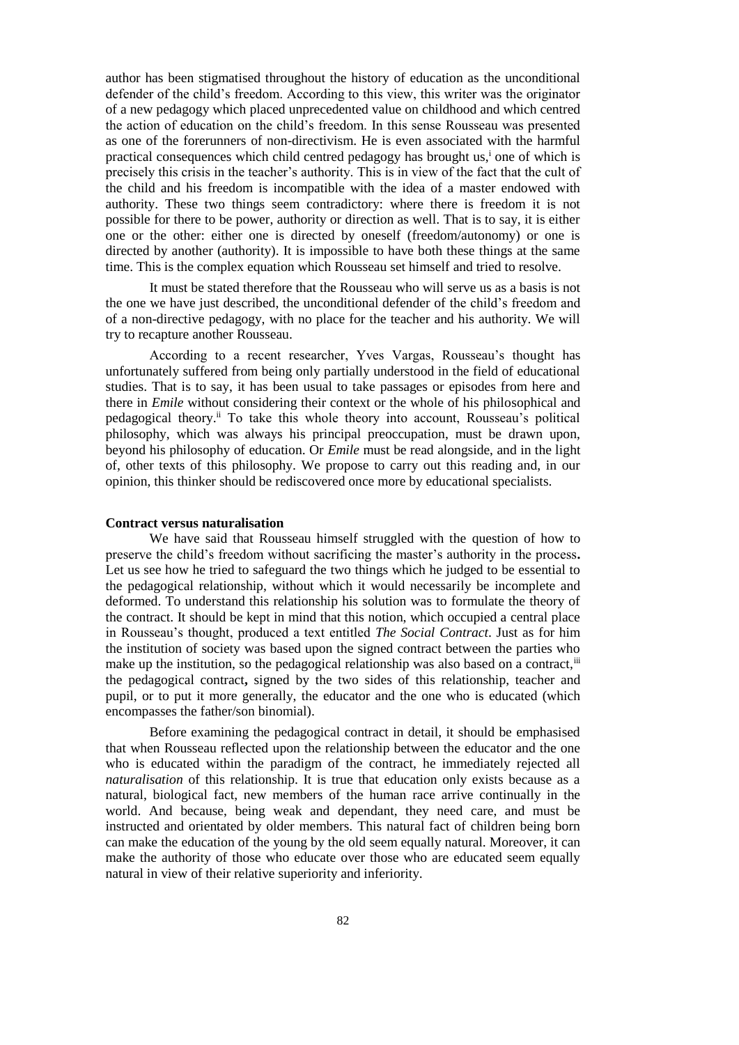author has been stigmatised throughout the history of education as the unconditional defender of the child's freedom. According to this view, this writer was the originator of a new pedagogy which placed unprecedented value on childhood and which centred the action of education on the child's freedom. In this sense Rousseau was presented as one of the forerunners of non-directivism. He is even associated with the harmful practical consequences which child centred pedagogy has brought us,[i] one of which is precisely this crisis in the teacher's authority. This is in view of the fact that the cult of the child and his freedom is incompatible with the idea of a master endowed with authority. These two things seem contradictory: where there is freedom it is not possible for there to be power, authority or direction as well. That is to say, it is either one or the other: either one is directed by oneself (freedom/autonomy) or one is directed by another (authority). It is impossible to have both these things at the same time. This is the complex equation which Rousseau set himself and tried to resolve.

It must be stated therefore that the Rousseau who will serve us as a basis is not the one we have just described, the unconditional defender of the child's freedom and of a non-directive pedagogy, with no place for the teacher and his authority. We will try to recapture another Rousseau.

According to a recent researcher, Yves Vargas, Rousseau's thought has unfortunately suffered from being only partially understood in the field of educational studies. That is to say, it has been usual to take passages or episodes from here and there in *Emile* without considering their context or the whole of his philosophical and pedagogical theory.[ii] To take this whole theory into account, Rousseau's political philosophy, which was always his principal preoccupation, must be drawn upon, beyond his philosophy of education. Or *Emile* must be read alongside, and in the light of, other texts of this philosophy. We propose to carry out this reading and, in our opinion, this thinker should be rediscovered once more by educational specialists.

**Contract versus naturalisation**

We have said that Rousseau himself struggled with the question of how to preserve the child's freedom without sacrificing the master's authority in the process. Let us see how he tried to safeguard the two things which he judged to be essential to the pedagogical relationship, without which it would necessarily be incomplete and deformed. To understand this relationship his solution was to formulate the theory of the contract. It should be kept in mind that this notion, which occupied a central place in Rousseau's thought, produced a text entitled *The Social Contract*. Just as for him the institution of society was based upon the signed contract between the parties who make up the institution, so the pedagogical relationship was also based on a contract,[iii] the pedagogical contract, signed by the two sides of this relationship, teacher and pupil, or to put it more generally, the educator and the one who is educated (which encompasses the father/son binomial).

Before examining the pedagogical contract in detail, it should be emphasised that when Rousseau reflected upon the relationship between the educator and the one who is educated within the paradigm of the contract, he immediately rejected all *naturalisation* of this relationship. It is true that education only exists because as a natural, biological fact, new members of the human race arrive continually in the world. And because, being weak and dependant, they need care, and must be instructed and orientated by older members. This natural fact of children being born can make the education of the young by the old seem equally natural. Moreover, it can make the authority of those who educate over those who are educated seem equally natural in view of their relative superiority and inferiority.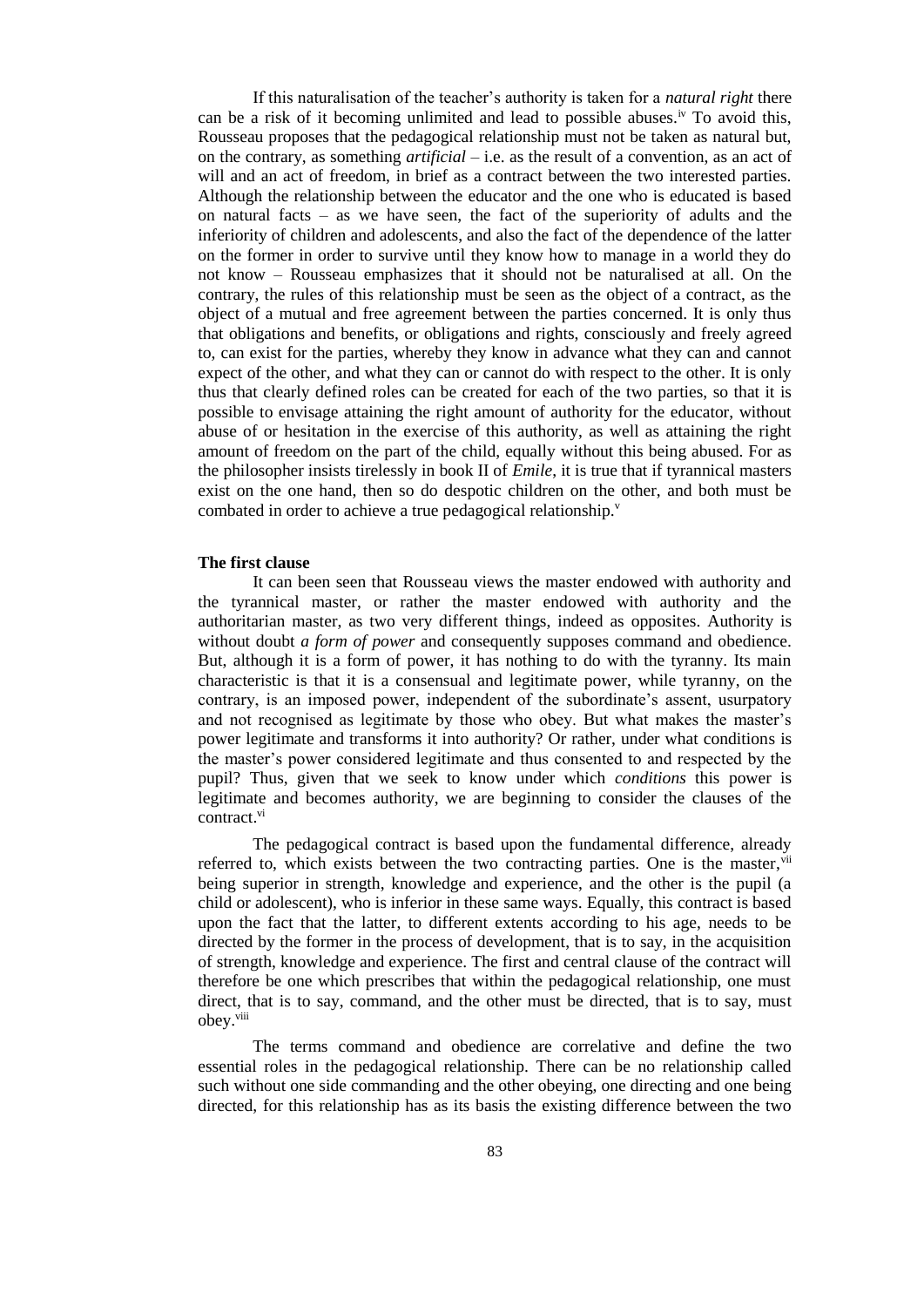If this naturalisation of the teacher's authority is taken for a *natural right* there can be a risk of it becoming unlimited and lead to possible abuses.[iv] To avoid this, Rousseau proposes that the pedagogical relationship must not be taken as natural but, on the contrary, as something *artificial* – i.e. as the result of a convention, as an act of will and an act of freedom, in brief as a contract between the two interested parties. Although the relationship between the educator and the one who is educated is based on natural facts – as we have seen, the fact of the superiority of adults and the inferiority of children and adolescents, and also the fact of the dependence of the latter on the former in order to survive until they know how to manage in a world they do not know – Rousseau emphasizes that it should not be naturalised at all. On the contrary, the rules of this relationship must be seen as the object of a contract, as the object of a mutual and free agreement between the parties concerned. It is only thus that obligations and benefits, or obligations and rights, consciously and freely agreed to, can exist for the parties, whereby they know in advance what they can and cannot expect of the other, and what they can or cannot do with respect to the other. It is only thus that clearly defined roles can be created for each of the two parties, so that it is possible to envisage attaining the right amount of authority for the educator, without abuse of or hesitation in the exercise of this authority, as well as attaining the right amount of freedom on the part of the child, equally without this being abused. For as the philosopher insists tirelessly in book II of *Emile*, it is true that if tyrannical masters exist on the one hand, then so do despotic children on the other, and both must be combated in order to achieve a true pedagogical relationship.[v]

**The first clause**

It can been seen that Rousseau views the master endowed with authority and the tyrannical master, or rather the master endowed with authority and the authoritarian master, as two very different things, indeed as opposites. Authority is without doubt *a form of power* and consequently supposes command and obedience. But, although it is a form of power, it has nothing to do with the tyranny. Its main characteristic is that it is a consensual and legitimate power, while tyranny, on the contrary, is an imposed power, independent of the subordinate's assent, usurpatory and not recognised as legitimate by those who obey. But what makes the master's power legitimate and transforms it into authority? Or rather, under what conditions is the master's power considered legitimate and thus consented to and respected by the pupil? Thus, given that we seek to know under which *conditions* this power is legitimate and becomes authority, we are beginning to consider the clauses of the contract.[vi]

The pedagogical contract is based upon the fundamental difference, already referred to, which exists between the two contracting parties. One is the master,[vii] being superior in strength, knowledge and experience, and the other is the pupil (a child or adolescent), who is inferior in these same ways. Equally, this contract is based upon the fact that the latter, to different extents according to his age, needs to be directed by the former in the process of development, that is to say, in the acquisition of strength, knowledge and experience. The first and central clause of the contract will therefore be one which prescribes that within the pedagogical relationship, one must direct, that is to say, command, and the other must be directed, that is to say, must obey.[viii]

The terms command and obedience are correlative and define the two essential roles in the pedagogical relationship. There can be no relationship called such without one side commanding and the other obeying, one directing and one being directed, for this relationship has as its basis the existing difference between the two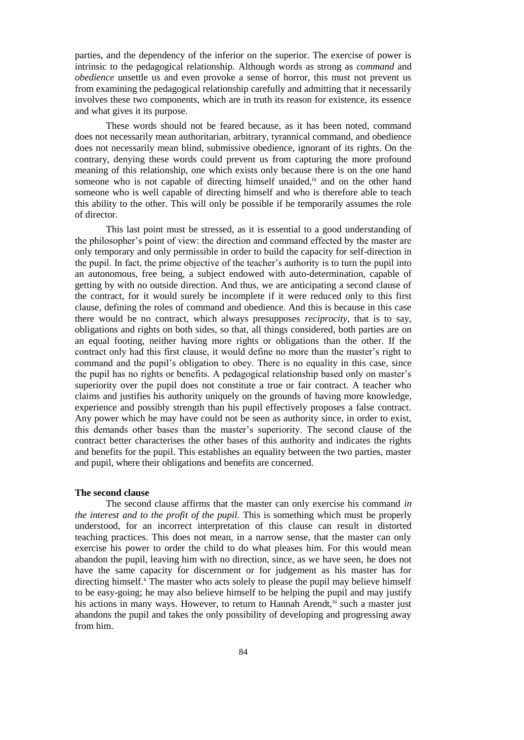parties, and the dependency of the inferior on the superior. The exercise of power is intrinsic to the pedagogical relationship. Although words as strong as *command* and *obedience* unsettle us and even provoke a sense of horror, this must not prevent us from examining the pedagogical relationship carefully and admitting that it necessarily involves these two components, which are in truth its reason for existence, its essence and what gives it its purpose.

These words should not be feared because, as it has been noted, command does not necessarily mean authoritarian, arbitrary, tyrannical command, and obedience does not necessarily mean blind, submissive obedience, ignorant of its rights. On the contrary, denying these words could prevent us from capturing the more profound meaning of this relationship, one which exists only because there is on the one hand someone who is not capable of directing himself unaided,[ix] and on the other hand someone who is well capable of directing himself and who is therefore able to teach this ability to the other. This will only be possible if he temporarily assumes the role of director.

This last point must be stressed, as it is essential to a good understanding of the philosopher's point of view: the direction and command effected by the master are only temporary and only permissible in order to build the capacity for self-direction in the pupil. In fact, the prime objective of the teacher's authority is to turn the pupil into an autonomous, free being, a subject endowed with auto-determination, capable of getting by with no outside direction. And thus, we are anticipating a second clause of the contract, for it would surely be incomplete if it were reduced only to this first clause, defining the roles of command and obedience. And this is because in this case there would be no contract, which always presupposes *reciprocity,* that is to say, obligations and rights on both sides, so that, all things considered, both parties are on an equal footing, neither having more rights or obligations than the other. If the contract only had this first clause, it would define no more than the master's right to command and the pupil's obligation to obey. There is no equality in this case, since the pupil has no rights or benefits. A pedagogical relationship based only on master's superiority over the pupil does not constitute a true or fair contract. A teacher who claims and justifies his authority uniquely on the grounds of having more knowledge, experience and possibly strength than his pupil effectively proposes a false contract. Any power which he may have could not be seen as authority since, in order to exist, this demands other bases than the master's superiority. The second clause of the contract better characterises the other bases of this authority and indicates the rights and benefits for the pupil. This establishes an equality between the two parties, master and pupil, where their obligations and benefits are concerned.

**The second clause**

The second clause affirms that the master can only exercise his command *in the interest and to the profit of the pupil.* This is something which must be properly understood, for an incorrect interpretation of this clause can result in distorted teaching practices. This does not mean, in a narrow sense, that the master can only exercise his power to order the child to do what pleases him. For this would mean abandon the pupil, leaving him with no direction, since, as we have seen, he does not have the same capacity for discernment or for judgement as his master has for directing himself.[x] The master who acts solely to please the pupil may believe himself to be easy-going; he may also believe himself to be helping the pupil and may justify his actions in many ways. However, to return to Hannah Arendt,[xi] such a master just abandons the pupil and takes the only possibility of developing and progressing away from him.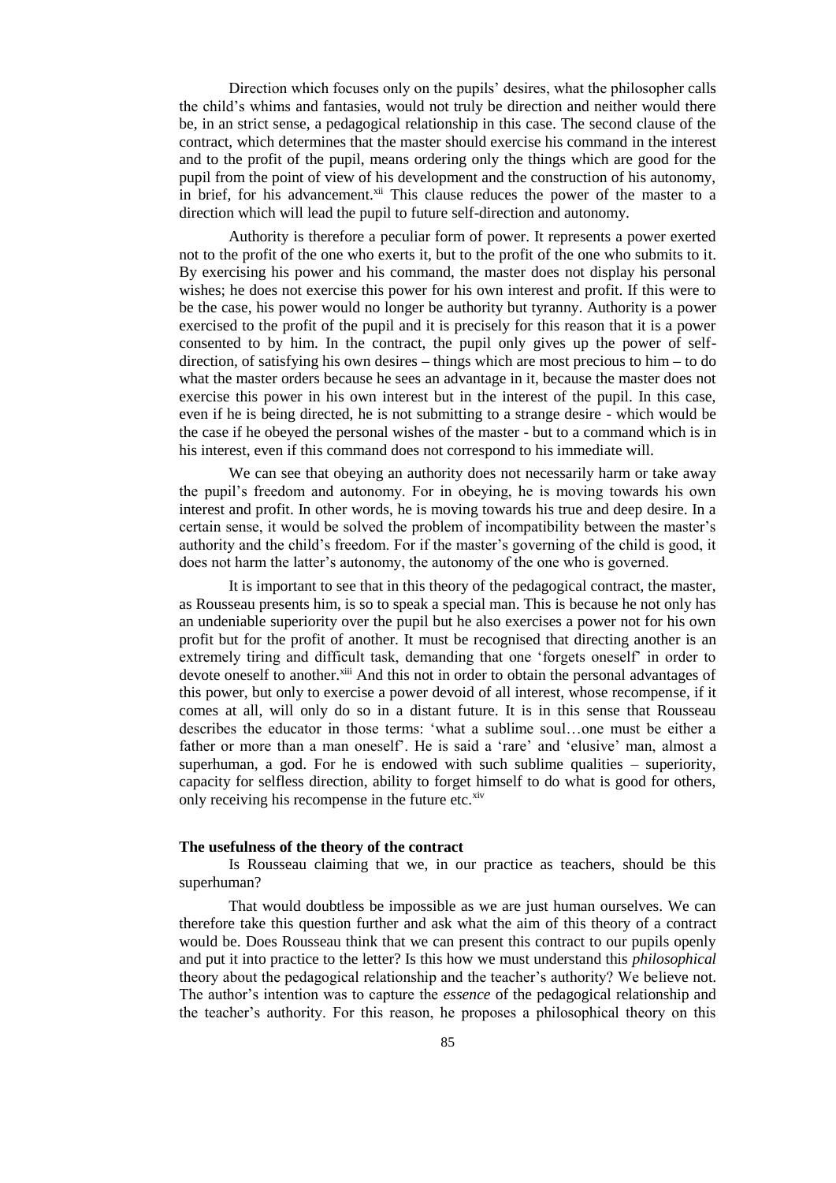Direction which focuses only on the pupils' desires, what the philosopher calls the child's whims and fantasies, would not truly be direction and neither would there be, in an strict sense, a pedagogical relationship in this case. The second clause of the contract, which determines that the master should exercise his command in the interest and to the profit of the pupil, means ordering only the things which are good for the pupil from the point of view of his development and the construction of his autonomy, in brief, for his advancement.[xii] This clause reduces the power of the master to a direction which will lead the pupil to future self-direction and autonomy.

Authority is therefore a peculiar form of power. It represents a power exerted not to the profit of the one who exerts it, but to the profit of the one who submits to it. By exercising his power and his command, the master does not display his personal wishes; he does not exercise this power for his own interest and profit. If this were to be the case, his power would no longer be authority but tyranny. Authority is a power exercised to the profit of the pupil and it is precisely for this reason that it is a power consented to by him. In the contract, the pupil only gives up the power of self-direction, of satisfying his own desires – things which are most precious to him – to do what the master orders because he sees an advantage in it, because the master does not exercise this power in his own interest but in the interest of the pupil. In this case, even if he is being directed, he is not submitting to a strange desire - which would be the case if he obeyed the personal wishes of the master - but to a command which is in his interest, even if this command does not correspond to his immediate will.

We can see that obeying an authority does not necessarily harm or take away the pupil's freedom and autonomy. For in obeying, he is moving towards his own interest and profit. In other words, he is moving towards his true and deep desire. In a certain sense, it would be solved the problem of incompatibility between the master's authority and the child's freedom. For if the master's governing of the child is good, it does not harm the latter's autonomy, the autonomy of the one who is governed.

It is important to see that in this theory of the pedagogical contract, the master, as Rousseau presents him, is so to speak a special man. This is because he not only has an undeniable superiority over the pupil but he also exercises a power not for his own profit but for the profit of another. It must be recognised that directing another is an extremely tiring and difficult task, demanding that one 'forgets oneself' in order to devote oneself to another.[xiii] And this not in order to obtain the personal advantages of this power, but only to exercise a power devoid of all interest, whose recompense, if it comes at all, will only do so in a distant future. It is in this sense that Rousseau describes the educator in those terms: 'what a sublime soul…one must be either a father or more than a man oneself'. He is said a 'rare' and 'elusive' man, almost a superhuman, a god. For he is endowed with such sublime qualities – superiority, capacity for selfless direction, ability to forget himself to do what is good for others, only receiving his recompense in the future etc.[xiv]

#### The usefulness of the theory of the contract

Is Rousseau claiming that we, in our practice as teachers, should be this superhuman?

That would doubtless be impossible as we are just human ourselves. We can therefore take this question further and ask what the aim of this theory of a contract would be. Does Rousseau think that we can present this contract to our pupils openly and put it into practice to the letter? Is this how we must understand this *philosophical* theory about the pedagogical relationship and the teacher's authority? We believe not. The author's intention was to capture the *essence* of the pedagogical relationship and the teacher's authority. For this reason, he proposes a philosophical theory on this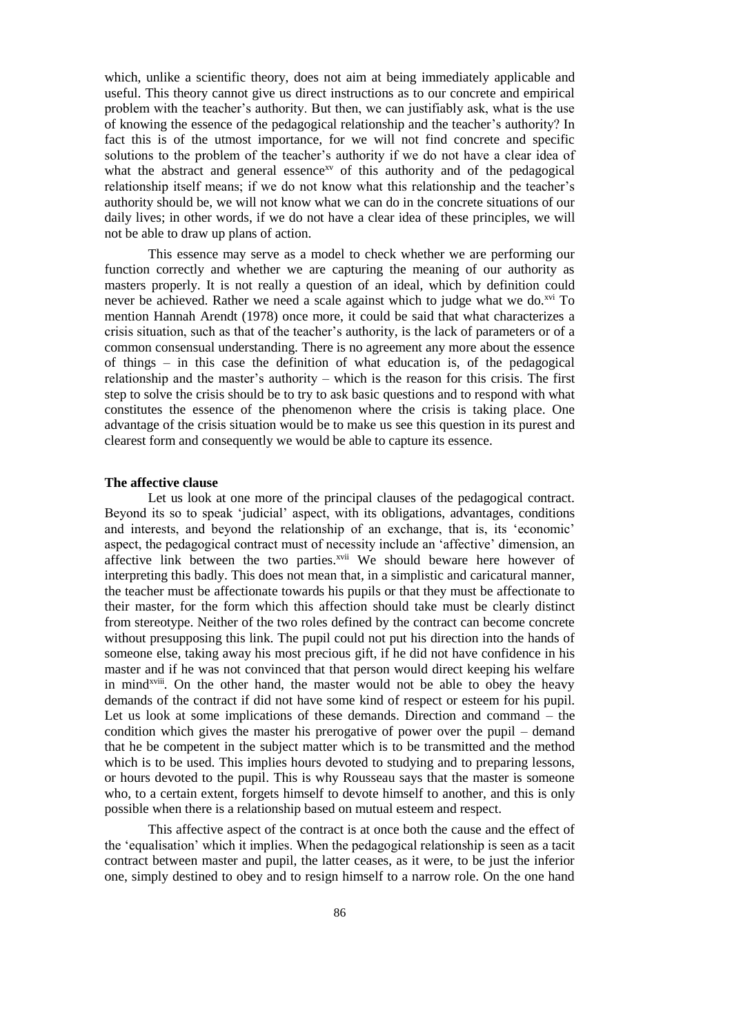which, unlike a scientific theory, does not aim at being immediately applicable and useful. This theory cannot give us direct instructions as to our concrete and empirical problem with the teacher's authority. But then, we can justifiably ask, what is the use of knowing the essence of the pedagogical relationship and the teacher's authority? In fact this is of the utmost importance, for we will not find concrete and specific solutions to the problem of the teacher's authority if we do not have a clear idea of what the abstract and general essence[xv] of this authority and of the pedagogical relationship itself means; if we do not know what this relationship and the teacher's authority should be, we will not know what we can do in the concrete situations of our daily lives; in other words, if we do not have a clear idea of these principles, we will not be able to draw up plans of action.

This essence may serve as a model to check whether we are performing our function correctly and whether we are capturing the meaning of our authority as masters properly. It is not really a question of an ideal, which by definition could never be achieved. Rather we need a scale against which to judge what we do.[xvi] To mention Hannah Arendt (1978) once more, it could be said that what characterizes a crisis situation, such as that of the teacher's authority, is the lack of parameters or of a common consensual understanding. There is no agreement any more about the essence of things – in this case the definition of what education is, of the pedagogical relationship and the master's authority – which is the reason for this crisis. The first step to solve the crisis should be to try to ask basic questions and to respond with what constitutes the essence of the phenomenon where the crisis is taking place. One advantage of the crisis situation would be to make us see this question in its purest and clearest form and consequently we would be able to capture its essence.

**The affective clause**

Let us look at one more of the principal clauses of the pedagogical contract. Beyond its so to speak 'judicial' aspect, with its obligations, advantages, conditions and interests, and beyond the relationship of an exchange, that is, its 'economic' aspect, the pedagogical contract must of necessity include an 'affective' dimension, an affective link between the two parties.[xvii] We should beware here however of interpreting this badly. This does not mean that, in a simplistic and caricatural manner, the teacher must be affectionate towards his pupils or that they must be affectionate to their master, for the form which this affection should take must be clearly distinct from stereotype. Neither of the two roles defined by the contract can become concrete without presupposing this link. The pupil could not put his direction into the hands of someone else, taking away his most precious gift, if he did not have confidence in his master and if he was not convinced that that person would direct keeping his welfare in mind[xviii]. On the other hand, the master would not be able to obey the heavy demands of the contract if did not have some kind of respect or esteem for his pupil. Let us look at some implications of these demands. Direction and command – the condition which gives the master his prerogative of power over the pupil – demand that he be competent in the subject matter which is to be transmitted and the method which is to be used. This implies hours devoted to studying and to preparing lessons, or hours devoted to the pupil. This is why Rousseau says that the master is someone who, to a certain extent, forgets himself to devote himself to another, and this is only possible when there is a relationship based on mutual esteem and respect.

This affective aspect of the contract is at once both the cause and the effect of the 'equalisation' which it implies. When the pedagogical relationship is seen as a tacit contract between master and pupil, the latter ceases, as it were, to be just the inferior one, simply destined to obey and to resign himself to a narrow role. On the one hand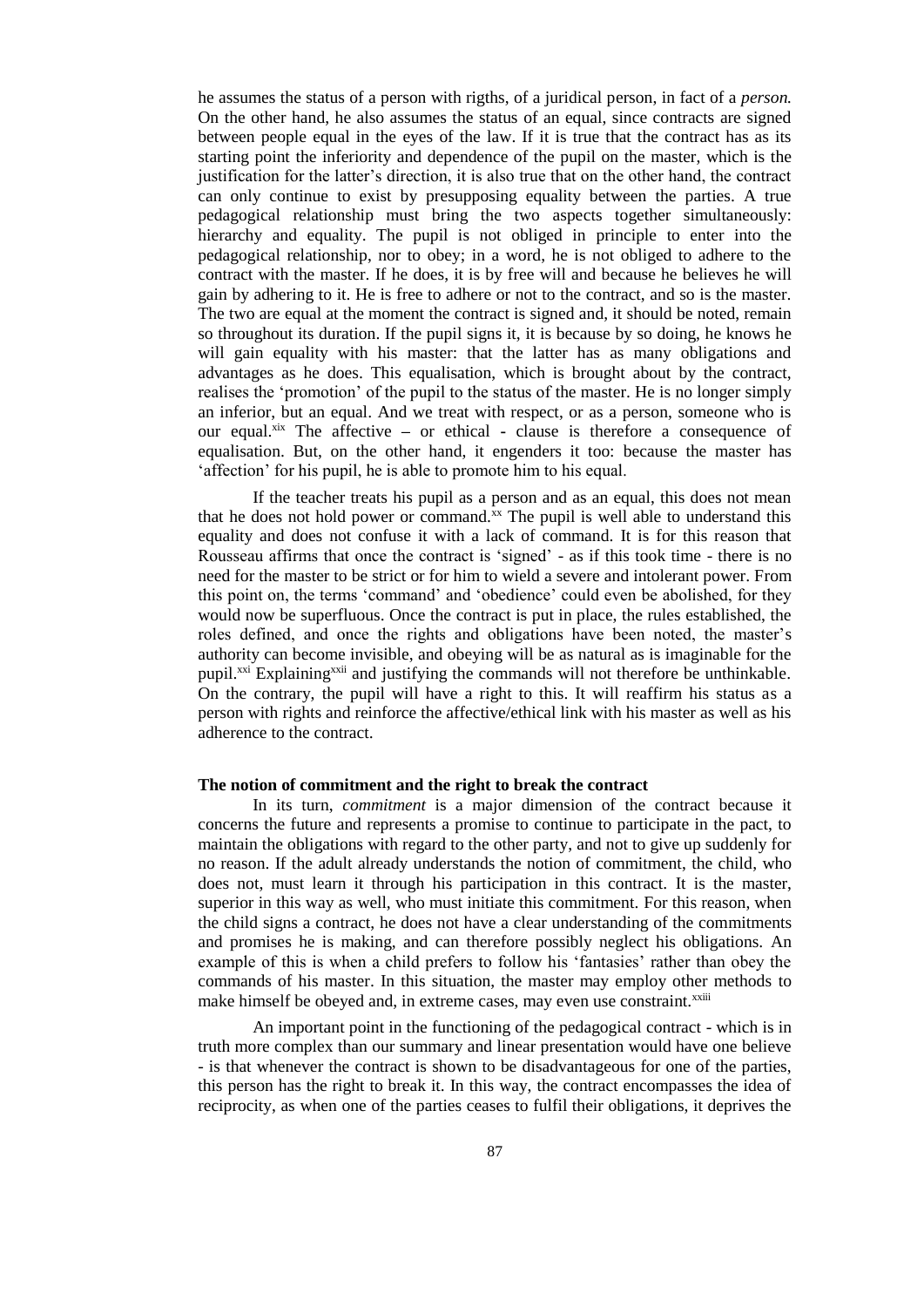he assumes the status of a person with rigths, of a juridical person, in fact of a *person.* On the other hand, he also assumes the status of an equal, since contracts are signed between people equal in the eyes of the law. If it is true that the contract has as its starting point the inferiority and dependence of the pupil on the master, which is the justification for the latter's direction, it is also true that on the other hand, the contract can only continue to exist by presupposing equality between the parties. A true pedagogical relationship must bring the two aspects together simultaneously: hierarchy and equality. The pupil is not obliged in principle to enter into the pedagogical relationship, nor to obey; in a word, he is not obliged to adhere to the contract with the master. If he does, it is by free will and because he believes he will gain by adhering to it. He is free to adhere or not to the contract, and so is the master. The two are equal at the moment the contract is signed and, it should be noted, remain so throughout its duration. If the pupil signs it, it is because by so doing, he knows he will gain equality with his master: that the latter has as many obligations and advantages as he does. This equalisation, which is brought about by the contract, realises the 'promotion' of the pupil to the status of the master. He is no longer simply an inferior, but an equal. And we treat with respect, or as a person, someone who is our equal.[xix] The affective – or ethical - clause is therefore a consequence of equalisation. But, on the other hand, it engenders it too: because the master has 'affection' for his pupil, he is able to promote him to his equal.

If the teacher treats his pupil as a person and as an equal, this does not mean that he does not hold power or command.[xx] The pupil is well able to understand this equality and does not confuse it with a lack of command. It is for this reason that Rousseau affirms that once the contract is 'signed' - as if this took time - there is no need for the master to be strict or for him to wield a severe and intolerant power. From this point on, the terms 'command' and 'obedience' could even be abolished, for they would now be superfluous. Once the contract is put in place, the rules established, the roles defined, and once the rights and obligations have been noted, the master's authority can become invisible, and obeying will be as natural as is imaginable for the pupil.[xxi] Explaining[xxii] and justifying the commands will not therefore be unthinkable. On the contrary, the pupil will have a right to this. It will reaffirm his status as a person with rights and reinforce the affective/ethical link with his master as well as his adherence to the contract.

**The notion of commitment and the right to break the contract**

In its turn, *commitment* is a major dimension of the contract because it concerns the future and represents a promise to continue to participate in the pact, to maintain the obligations with regard to the other party, and not to give up suddenly for no reason. If the adult already understands the notion of commitment, the child, who does not, must learn it through his participation in this contract. It is the master, superior in this way as well, who must initiate this commitment. For this reason, when the child signs a contract, he does not have a clear understanding of the commitments and promises he is making, and can therefore possibly neglect his obligations. An example of this is when a child prefers to follow his 'fantasies' rather than obey the commands of his master. In this situation, the master may employ other methods to make himself be obeyed and, in extreme cases, may even use constraint.[xxiii]

An important point in the functioning of the pedagogical contract - which is in truth more complex than our summary and linear presentation would have one believe - is that whenever the contract is shown to be disadvantageous for one of the parties, this person has the right to break it. In this way, the contract encompasses the idea of reciprocity, as when one of the parties ceases to fulfil their obligations, it deprives the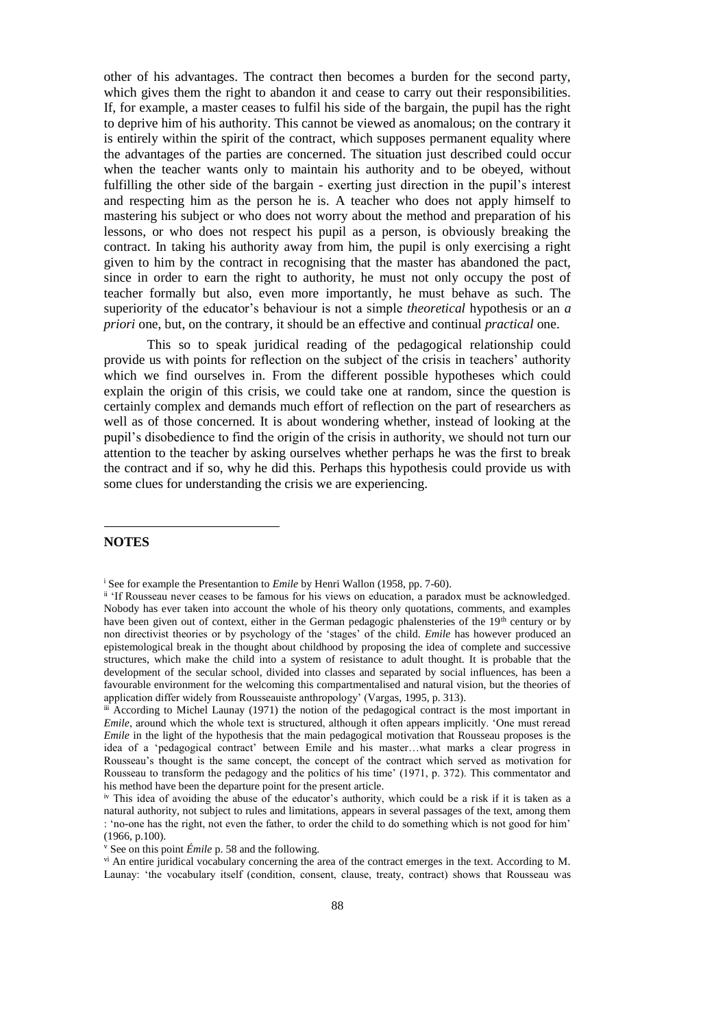other of his advantages. The contract then becomes a burden for the second party, which gives them the right to abandon it and cease to carry out their responsibilities. If, for example, a master ceases to fulfil his side of the bargain, the pupil has the right to deprive him of his authority. This cannot be viewed as anomalous; on the contrary it is entirely within the spirit of the contract, which supposes permanent equality where the advantages of the parties are concerned. The situation just described could occur when the teacher wants only to maintain his authority and to be obeyed, without fulfilling the other side of the bargain - exerting just direction in the pupil's interest and respecting him as the person he is. A teacher who does not apply himself to mastering his subject or who does not worry about the method and preparation of his lessons, or who does not respect his pupil as a person, is obviously breaking the contract. In taking his authority away from him, the pupil is only exercising a right given to him by the contract in recognising that the master has abandoned the pact, since in order to earn the right to authority, he must not only occupy the post of teacher formally but also, even more importantly, he must behave as such. The superiority of the educator's behaviour is not a simple *theoretical* hypothesis or an *a priori* one, but, on the contrary, it should be an effective and continual *practical* one.

This so to speak juridical reading of the pedagogical relationship could provide us with points for reflection on the subject of the crisis in teachers' authority which we find ourselves in. From the different possible hypotheses which could explain the origin of this crisis, we could take one at random, since the question is certainly complex and demands much effort of reflection on the part of researchers as well as of those concerned. It is about wondering whether, instead of looking at the pupil's disobedience to find the origin of the crisis in authority, we should not turn our attention to the teacher by asking ourselves whether perhaps he was the first to break the contract and if so, why he did this. Perhaps this hypothesis could provide us with some clues for understanding the crisis we are experiencing.

## NOTES

[i] See for example the Presentantion to *Emile* by Henri Wallon (1958, pp. 7-60).

[ii] 'If Rousseau never ceases to be famous for his views on education, a paradox must be acknowledged. Nobody has ever taken into account the whole of his theory only quotations, comments, and examples have been given out of context, either in the German pedagogic phalensteries of the 19th century or by non directivist theories or by psychology of the 'stages' of the child. *Emile* has however produced an epistemological break in the thought about childhood by proposing the idea of complete and successive structures, which make the child into a system of resistance to adult thought. It is probable that the development of the secular school, divided into classes and separated by social influences, has been a favourable environment for the welcoming this compartmentalised and natural vision, but the theories of application differ widely from Rousseauiste anthropology' (Vargas, 1995, p. 313).

[iii] According to Michel Launay (1971) the notion of the pedagogical contract is the most important in *Emile*, around which the whole text is structured, although it often appears implicitly. 'One must reread *Emile* in the light of the hypothesis that the main pedagogical motivation that Rousseau proposes is the idea of a 'pedagogical contract' between Emile and his master…what marks a clear progress in Rousseau's thought is the same concept, the concept of the contract which served as motivation for Rousseau to transform the pedagogy and the politics of his time' (1971, p. 372). This commentator and his method have been the departure point for the present article.

[iv] This idea of avoiding the abuse of the educator's authority, which could be a risk if it is taken as a natural authority, not subject to rules and limitations, appears in several passages of the text, among them : 'no-one has the right, not even the father, to order the child to do something which is not good for him' (1966, p.100).

[v] See on this point *Émile* p. 58 and the following.

[vi] An entire juridical vocabulary concerning the area of the contract emerges in the text. According to M. Launay: 'the vocabulary itself (condition, consent, clause, treaty, contract) shows that Rousseau was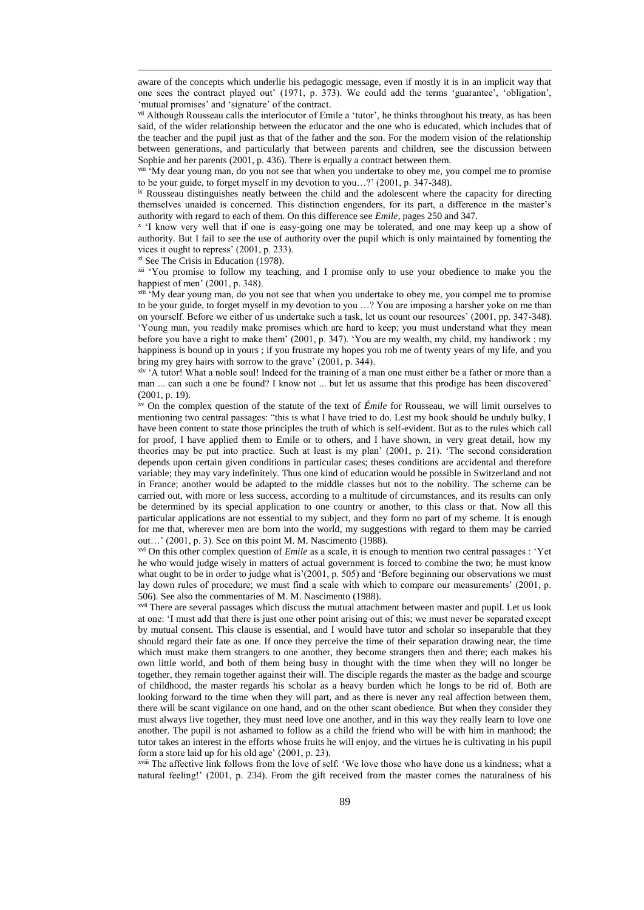aware of the concepts which underlie his pedagogic message, even if mostly it is in an implicit way that one sees the contract played out' (1971, p. 373). We could add the terms 'guarantee', 'obligation', 'mutual promises' and 'signature' of the contract.

[vii] Although Rousseau calls the interlocutor of Emile a 'tutor', he thinks throughout his treaty, as has been said, of the wider relationship between the educator and the one who is educated, which includes that of the teacher and the pupil just as that of the father and the son. For the modern vision of the relationship between generations, and particularly that between parents and children, see the discussion between Sophie and her parents (2001, p. 436). There is equally a contract between them.

[viii] 'My dear young man, do you not see that when you undertake to obey me, you compel me to promise to be your guide, to forget myself in my devotion to you…?' (2001, p. 347-348).

[ix] Rousseau distinguishes neatly between the child and the adolescent where the capacity for directing themselves unaided is concerned. This distinction engenders, for its part, a difference in the master's authority with regard to each of them. On this difference see *Emile*, pages 250 and 347.

[x] 'I know very well that if one is easy-going one may be tolerated, and one may keep up a show of authority. But I fail to see the use of authority over the pupil which is only maintained by fomenting the vices it ought to repress' (2001, p. 233).

[xi] See The Crisis in Education (1978).

[xii] 'You promise to follow my teaching, and I promise only to use your obedience to make you the happiest of men' (2001, p. 348).

[xiii] 'My dear young man, do you not see that when you undertake to obey me, you compel me to promise to be your guide, to forget myself in my devotion to you …? You are imposing a harsher yoke on me than on yourself. Before we either of us undertake such a task, let us count our resources' (2001, pp. 347-348). 'Young man, you readily make promises which are hard to keep; you must understand what they mean before you have a right to make them' (2001, p. 347). 'You are my wealth, my child, my handiwork ; my happiness is bound up in yours ; if you frustrate my hopes you rob me of twenty years of my life, and you bring my grey hairs with sorrow to the grave' (2001, p. 344).

[xiv] 'A tutor! What a noble soul! Indeed for the training of a man one must either be a father or more than a man ... can such a one be found? I know not ... but let us assume that this prodige has been discovered' (2001, p. 19).

[xv] On the complex question of the statute of the text of *Émile* for Rousseau, we will limit ourselves to mentioning two central passages: "this is what I have tried to do. Lest my book should be unduly bulky, I have been content to state those principles the truth of which is self-evident. But as to the rules which call for proof, I have applied them to Emile or to others, and I have shown, in very great detail, how my theories may be put into practice. Such at least is my plan' (2001, p. 21). 'The second consideration depends upon certain given conditions in particular cases; theses conditions are accidental and therefore variable; they may vary indefinitely. Thus one kind of education would be possible in Switzerland and not in France; another would be adapted to the middle classes but not to the nobility. The scheme can be carried out, with more or less success, according to a multitude of circumstances, and its results can only be determined by its special application to one country or another, to this class or that. Now all this particular applications are not essential to my subject, and they form no part of my scheme. It is enough for me that, wherever men are born into the world, my suggestions with regard to them may be carried out…' (2001, p. 3). See on this point M. M. Nascimento (1988).

[xvi] On this other complex question of *Emile* as a scale, it is enough to mention two central passages : 'Yet he who would judge wisely in matters of actual government is forced to combine the two; he must know what ought to be in order to judge what is'(2001, p. 505) and 'Before beginning our observations we must lay down rules of procedure; we must find a scale with which to compare our measurements' (2001, p. 506). See also the commentaries of M. M. Nascimento (1988).

[xvii] There are several passages which discuss the mutual attachment between master and pupil. Let us look at one: 'I must add that there is just one other point arising out of this; we must never be separated except by mutual consent. This clause is essential, and I would have tutor and scholar so inseparable that they should regard their fate as one. If once they perceive the time of their separation drawing near, the time which must make them strangers to one another, they become strangers then and there; each makes his own little world, and both of them being busy in thought with the time when they will no longer be together, they remain together against their will. The disciple regards the master as the badge and scourge of childhood, the master regards his scholar as a heavy burden which he longs to be rid of. Both are looking forward to the time when they will part, and as there is never any real affection between them, there will be scant vigilance on one hand, and on the other scant obedience. But when they consider they must always live together, they must need love one another, and in this way they really learn to love one another. The pupil is not ashamed to follow as a child the friend who will be with him in manhood; the tutor takes an interest in the efforts whose fruits he will enjoy, and the virtues he is cultivating in his pupil form a store laid up for his old age' (2001, p. 23).

[xviii] The affective link follows from the love of self: 'We love those who have done us a kindness; what a natural feeling!' (2001, p. 234). From the gift received from the master comes the naturalness of his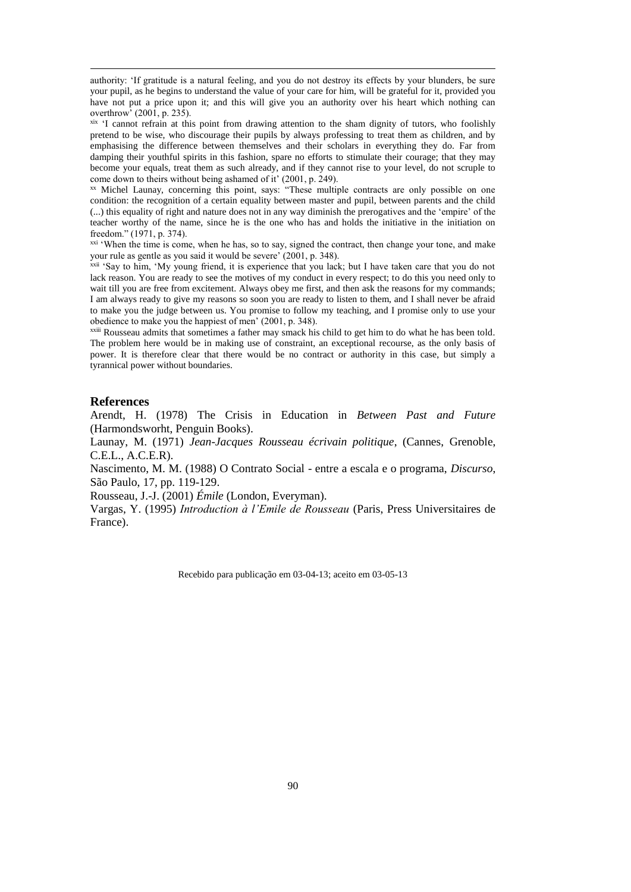authority: 'If gratitude is a natural feeling, and you do not destroy its effects by your blunders, be sure your pupil, as he begins to understand the value of your care for him, will be grateful for it, provided you have not put a price upon it; and this will give you an authority over his heart which nothing can overthrow' (2001, p. 235).

[xix] 'I cannot refrain at this point from drawing attention to the sham dignity of tutors, who foolishly pretend to be wise, who discourage their pupils by always professing to treat them as children, and by emphasising the difference between themselves and their scholars in everything they do. Far from damping their youthful spirits in this fashion, spare no efforts to stimulate their courage; that they may become your equals, treat them as such already, and if they cannot rise to your level, do not scruple to come down to theirs without being ashamed of it' (2001, p. 249).

[xx] Michel Launay, concerning this point, says: "These multiple contracts are only possible on one condition: the recognition of a certain equality between master and pupil, between parents and the child (...) this equality of right and nature does not in any way diminish the prerogatives and the 'empire' of the teacher worthy of the name, since he is the one who has and holds the initiative in the initiation on freedom." (1971, p. 374).

[xxi] 'When the time is come, when he has, so to say, signed the contract, then change your tone, and make your rule as gentle as you said it would be severe' (2001, p. 348).

[xxii] 'Say to him, 'My young friend, it is experience that you lack; but I have taken care that you do not lack reason. You are ready to see the motives of my conduct in every respect; to do this you need only to wait till you are free from excitement. Always obey me first, and then ask the reasons for my commands; I am always ready to give my reasons so soon you are ready to listen to them, and I shall never be afraid to make you the judge between us. You promise to follow my teaching, and I promise only to use your obedience to make you the happiest of men' (2001, p. 348).

[xxiii] Rousseau admits that sometimes a father may smack his child to get him to do what he has been told. The problem here would be in making use of constraint, an exceptional recourse, as the only basis of power. It is therefore clear that there would be no contract or authority in this case, but simply a tyrannical power without boundaries.

## References

Arendt, H. (1978) The Crisis in Education in *Between Past and Future* (Harmondsworht, Penguin Books).

Launay, M. (1971) *Jean-Jacques Rousseau écrivain politique*, (Cannes, Grenoble, C.E.L., A.C.E.R).

Nascimento, M. M. (1988) O Contrato Social - entre a escala e o programa, *Discurso*, São Paulo, 17, pp. 119-129.

Rousseau, J.-J. (2001) *Émile* (London, Everyman).

Vargas, Y. (1995) *Introduction à l'Emile de Rousseau* (Paris, Press Universitaires de France).

Recebido para publicação em 03-04-13; aceito em 03-05-13